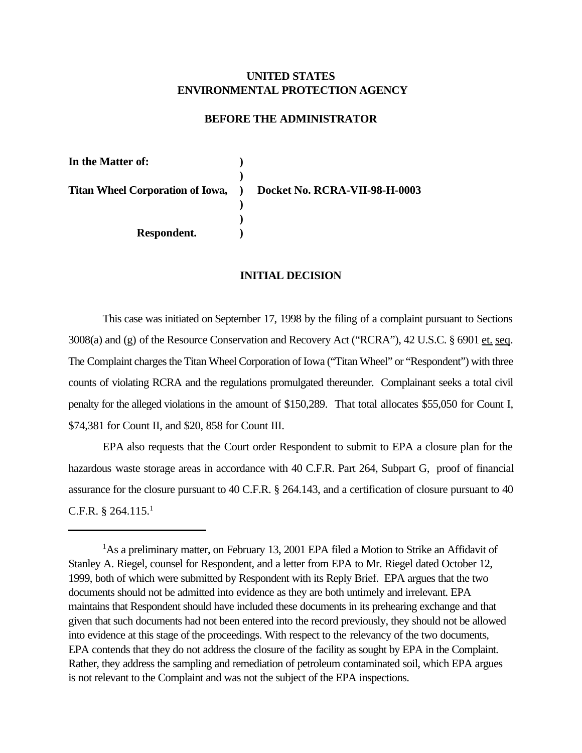**UNITED STATES**
**ENVIRONMENTAL PROTECTION AGENCY**

**BEFORE THE ADMINISTRATOR**

| | | |
|---|---|---|
| **In the Matter of:** | **)** | |
| | **)** | |
| **Titan Wheel Corporation of Iowa,** | **)** | **Docket No. RCRA-VII-98-H-0003** |
| | **)** | |
| | **)** | |
| **Respondent.** | **)** | |

**INITIAL DECISION**

This case was initiated on September 17, 1998 by the filing of a complaint pursuant to Sections 3008(a) and (g) of the Resource Conservation and Recovery Act ("RCRA"), 42 U.S.C. § 6901 et. seq. The Complaint charges the Titan Wheel Corporation of Iowa ("Titan Wheel" or "Respondent") with three counts of violating RCRA and the regulations promulgated thereunder. Complainant seeks a total civil penalty for the alleged violations in the amount of $150,289. That total allocates $55,050 for Count I, $74,381 for Count II, and $20, 858 for Count III.

EPA also requests that the Court order Respondent to submit to EPA a closure plan for the hazardous waste storage areas in accordance with 40 C.F.R. Part 264, Subpart G, proof of financial assurance for the closure pursuant to 40 C.F.R. § 264.143, and a certification of closure pursuant to 40 C.F.R. § 264.115.[1]

---

[1]As a preliminary matter, on February 13, 2001 EPA filed a Motion to Strike an Affidavit of Stanley A. Riegel, counsel for Respondent, and a letter from EPA to Mr. Riegel dated October 12, 1999, both of which were submitted by Respondent with its Reply Brief. EPA argues that the two documents should not be admitted into evidence as they are both untimely and irrelevant. EPA maintains that Respondent should have included these documents in its prehearing exchange and that given that such documents had not been entered into the record previously, they should not be allowed into evidence at this stage of the proceedings. With respect to the relevancy of the two documents, EPA contends that they do not address the closure of the facility as sought by EPA in the Complaint. Rather, they address the sampling and remediation of petroleum contaminated soil, which EPA argues is not relevant to the Complaint and was not the subject of the EPA inspections.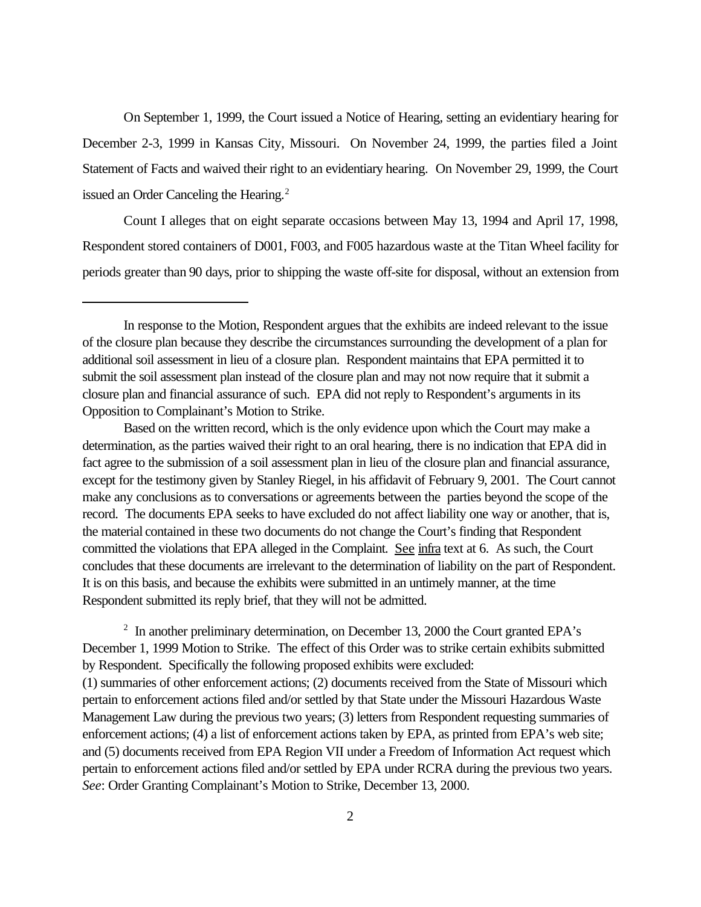On September 1, 1999, the Court issued a Notice of Hearing, setting an evidentiary hearing for December 2-3, 1999 in Kansas City, Missouri. On November 24, 1999, the parties filed a Joint Statement of Facts and waived their right to an evidentiary hearing. On November 29, 1999, the Court issued an Order Canceling the Hearing.[2]

Count I alleges that on eight separate occasions between May 13, 1994 and April 17, 1998, Respondent stored containers of D001, F003, and F005 hazardous waste at the Titan Wheel facility for periods greater than 90 days, prior to shipping the waste off-site for disposal, without an extension from

---

In response to the Motion, Respondent argues that the exhibits are indeed relevant to the issue of the closure plan because they describe the circumstances surrounding the development of a plan for additional soil assessment in lieu of a closure plan. Respondent maintains that EPA permitted it to submit the soil assessment plan instead of the closure plan and may not now require that it submit a closure plan and financial assurance of such. EPA did not reply to Respondent's arguments in its Opposition to Complainant's Motion to Strike.

Based on the written record, which is the only evidence upon which the Court may make a determination, as the parties waived their right to an oral hearing, there is no indication that EPA did in fact agree to the submission of a soil assessment plan in lieu of the closure plan and financial assurance, except for the testimony given by Stanley Riegel, in his affidavit of February 9, 2001. The Court cannot make any conclusions as to conversations or agreements between the parties beyond the scope of the record. The documents EPA seeks to have excluded do not affect liability one way or another, that is, the material contained in these two documents do not change the Court's finding that Respondent committed the violations that EPA alleged in the Complaint. See infra text at 6. As such, the Court concludes that these documents are irrelevant to the determination of liability on the part of Respondent. It is on this basis, and because the exhibits were submitted in an untimely manner, at the time Respondent submitted its reply brief, that they will not be admitted.

[2] In another preliminary determination, on December 13, 2000 the Court granted EPA's December 1, 1999 Motion to Strike. The effect of this Order was to strike certain exhibits submitted by Respondent. Specifically the following proposed exhibits were excluded:
(1) summaries of other enforcement actions; (2) documents received from the State of Missouri which pertain to enforcement actions filed and/or settled by that State under the Missouri Hazardous Waste Management Law during the previous two years; (3) letters from Respondent requesting summaries of enforcement actions; (4) a list of enforcement actions taken by EPA, as printed from EPA's web site; and (5) documents received from EPA Region VII under a Freedom of Information Act request which pertain to enforcement actions filed and/or settled by EPA under RCRA during the previous two years. *See*: Order Granting Complainant's Motion to Strike, December 13, 2000.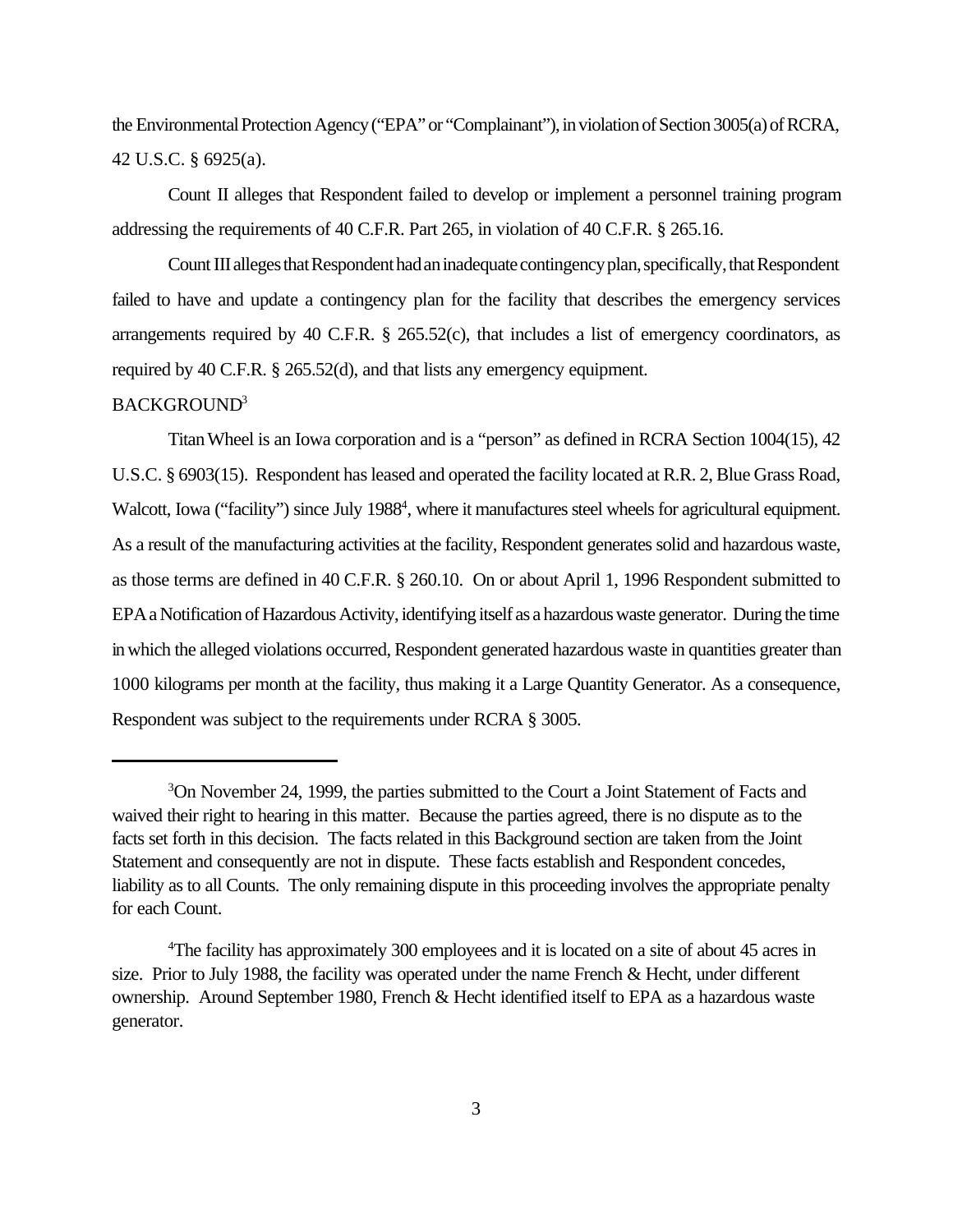the Environmental Protection Agency ("EPA" or "Complainant"), in violation of Section 3005(a) of RCRA, 42 U.S.C. § 6925(a).

Count II alleges that Respondent failed to develop or implement a personnel training program addressing the requirements of 40 C.F.R. Part 265, in violation of 40 C.F.R. § 265.16.

Count III alleges that Respondent had an inadequate contingency plan, specifically, that Respondent failed to have and update a contingency plan for the facility that describes the emergency services arrangements required by 40 C.F.R. § 265.52(c), that includes a list of emergency coordinators, as required by 40 C.F.R. § 265.52(d), and that lists any emergency equipment.

BACKGROUND[3]

Titan Wheel is an Iowa corporation and is a "person" as defined in RCRA Section 1004(15), 42 U.S.C. § 6903(15). Respondent has leased and operated the facility located at R.R. 2, Blue Grass Road, Walcott, Iowa ("facility") since July 1988[4], where it manufactures steel wheels for agricultural equipment. As a result of the manufacturing activities at the facility, Respondent generates solid and hazardous waste, as those terms are defined in 40 C.F.R. § 260.10. On or about April 1, 1996 Respondent submitted to EPA a Notification of Hazardous Activity, identifying itself as a hazardous waste generator. During the time in which the alleged violations occurred, Respondent generated hazardous waste in quantities greater than 1000 kilograms per month at the facility, thus making it a Large Quantity Generator. As a consequence, Respondent was subject to the requirements under RCRA § 3005.

---

[3]On November 24, 1999, the parties submitted to the Court a Joint Statement of Facts and waived their right to hearing in this matter. Because the parties agreed, there is no dispute as to the facts set forth in this decision. The facts related in this Background section are taken from the Joint Statement and consequently are not in dispute. These facts establish and Respondent concedes, liability as to all Counts. The only remaining dispute in this proceeding involves the appropriate penalty for each Count.

[4]The facility has approximately 300 employees and it is located on a site of about 45 acres in size. Prior to July 1988, the facility was operated under the name French & Hecht, under different ownership. Around September 1980, French & Hecht identified itself to EPA as a hazardous waste generator.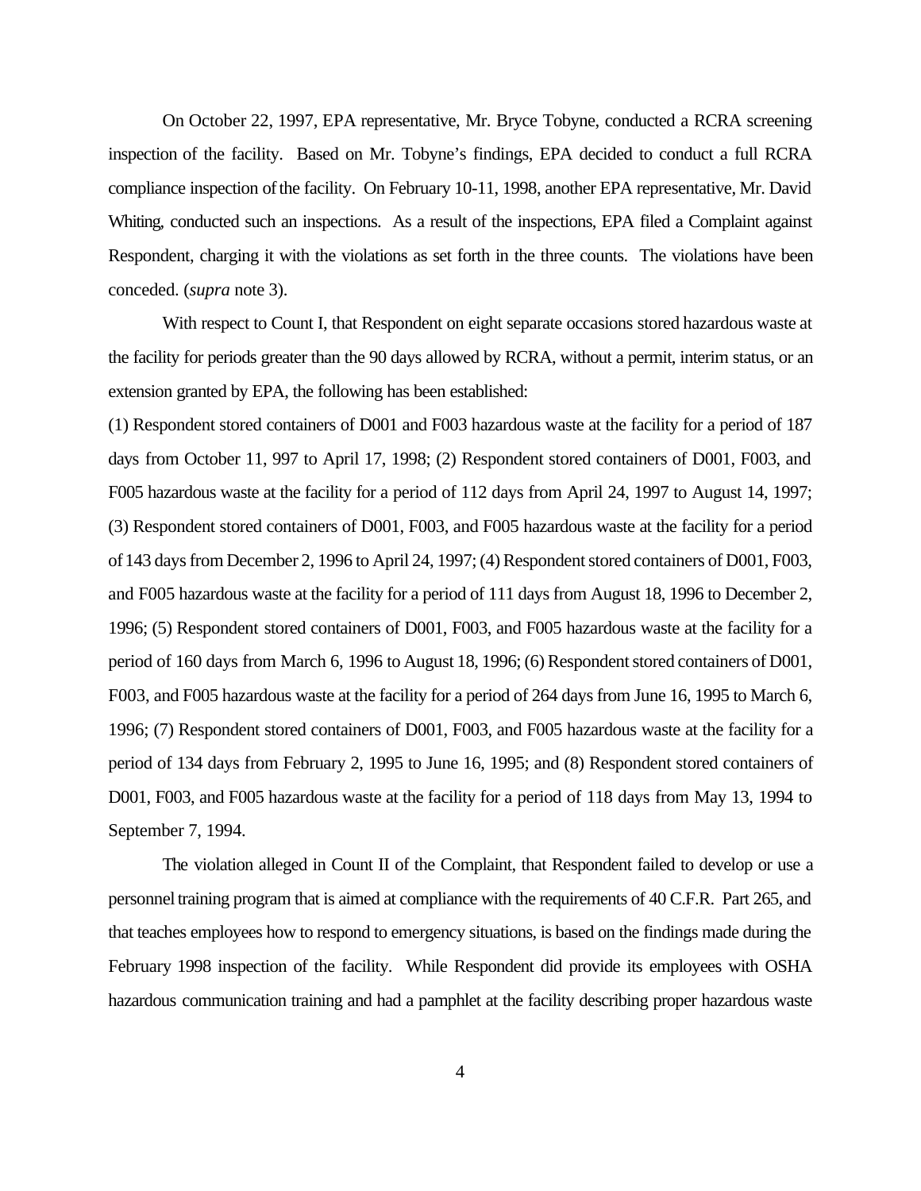On October 22, 1997, EPA representative, Mr. Bryce Tobyne, conducted a RCRA screening inspection of the facility. Based on Mr. Tobyne's findings, EPA decided to conduct a full RCRA compliance inspection of the facility. On February 10-11, 1998, another EPA representative, Mr. David Whiting, conducted such an inspections. As a result of the inspections, EPA filed a Complaint against Respondent, charging it with the violations as set forth in the three counts. The violations have been conceded. (*supra* note 3).

With respect to Count I, that Respondent on eight separate occasions stored hazardous waste at the facility for periods greater than the 90 days allowed by RCRA, without a permit, interim status, or an extension granted by EPA, the following has been established:

(1) Respondent stored containers of D001 and F003 hazardous waste at the facility for a period of 187 days from October 11, 997 to April 17, 1998; (2) Respondent stored containers of D001, F003, and F005 hazardous waste at the facility for a period of 112 days from April 24, 1997 to August 14, 1997; (3) Respondent stored containers of D001, F003, and F005 hazardous waste at the facility for a period of 143 days from December 2, 1996 to April 24, 1997; (4) Respondent stored containers of D001, F003, and F005 hazardous waste at the facility for a period of 111 days from August 18, 1996 to December 2, 1996; (5) Respondent stored containers of D001, F003, and F005 hazardous waste at the facility for a period of 160 days from March 6, 1996 to August 18, 1996; (6) Respondent stored containers of D001, F003, and F005 hazardous waste at the facility for a period of 264 days from June 16, 1995 to March 6, 1996; (7) Respondent stored containers of D001, F003, and F005 hazardous waste at the facility for a period of 134 days from February 2, 1995 to June 16, 1995; and (8) Respondent stored containers of D001, F003, and F005 hazardous waste at the facility for a period of 118 days from May 13, 1994 to September 7, 1994.

The violation alleged in Count II of the Complaint, that Respondent failed to develop or use a personnel training program that is aimed at compliance with the requirements of 40 C.F.R. Part 265, and that teaches employees how to respond to emergency situations, is based on the findings made during the February 1998 inspection of the facility. While Respondent did provide its employees with OSHA hazardous communication training and had a pamphlet at the facility describing proper hazardous waste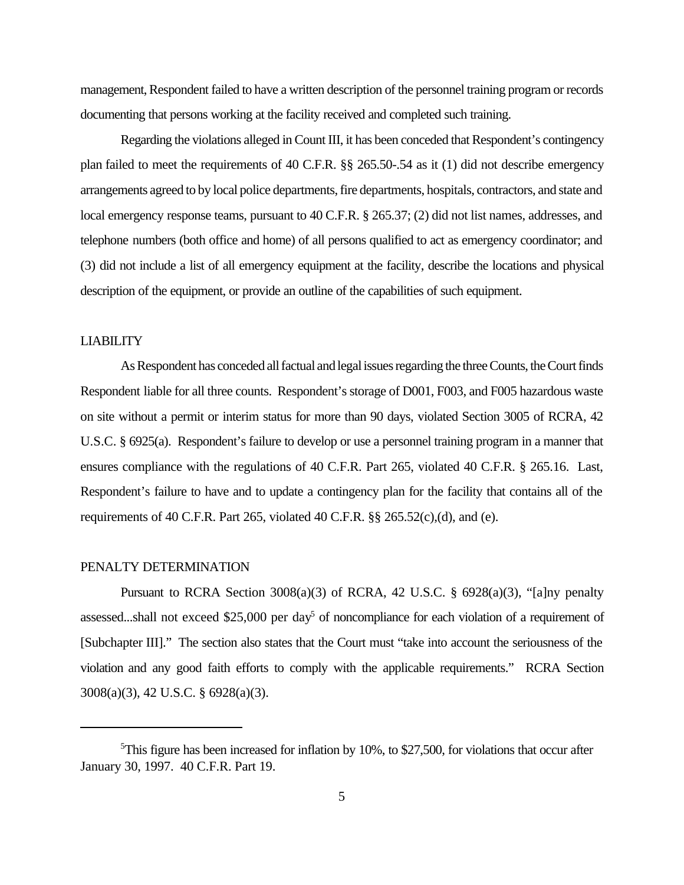management, Respondent failed to have a written description of the personnel training program or records documenting that persons working at the facility received and completed such training.

Regarding the violations alleged in Count III, it has been conceded that Respondent's contingency plan failed to meet the requirements of 40 C.F.R. §§ 265.50-.54 as it (1) did not describe emergency arrangements agreed to by local police departments, fire departments, hospitals, contractors, and state and local emergency response teams, pursuant to 40 C.F.R. § 265.37; (2) did not list names, addresses, and telephone numbers (both office and home) of all persons qualified to act as emergency coordinator; and (3) did not include a list of all emergency equipment at the facility, describe the locations and physical description of the equipment, or provide an outline of the capabilities of such equipment.

## LIABILITY

As Respondent has conceded all factual and legal issues regarding the three Counts, the Court finds Respondent liable for all three counts. Respondent's storage of D001, F003, and F005 hazardous waste on site without a permit or interim status for more than 90 days, violated Section 3005 of RCRA, 42 U.S.C. § 6925(a). Respondent's failure to develop or use a personnel training program in a manner that ensures compliance with the regulations of 40 C.F.R. Part 265, violated 40 C.F.R. § 265.16. Last, Respondent's failure to have and to update a contingency plan for the facility that contains all of the requirements of 40 C.F.R. Part 265, violated 40 C.F.R. §§ 265.52(c),(d), and (e).

## PENALTY DETERMINATION

Pursuant to RCRA Section 3008(a)(3) of RCRA, 42 U.S.C. § 6928(a)(3), "[a]ny penalty assessed...shall not exceed $25,000 per day[5] of noncompliance for each violation of a requirement of [Subchapter III]." The section also states that the Court must "take into account the seriousness of the violation and any good faith efforts to comply with the applicable requirements." RCRA Section 3008(a)(3), 42 U.S.C. § 6928(a)(3).

---

[5] This figure has been increased for inflation by 10%, to $27,500, for violations that occur after January 30, 1997. 40 C.F.R. Part 19.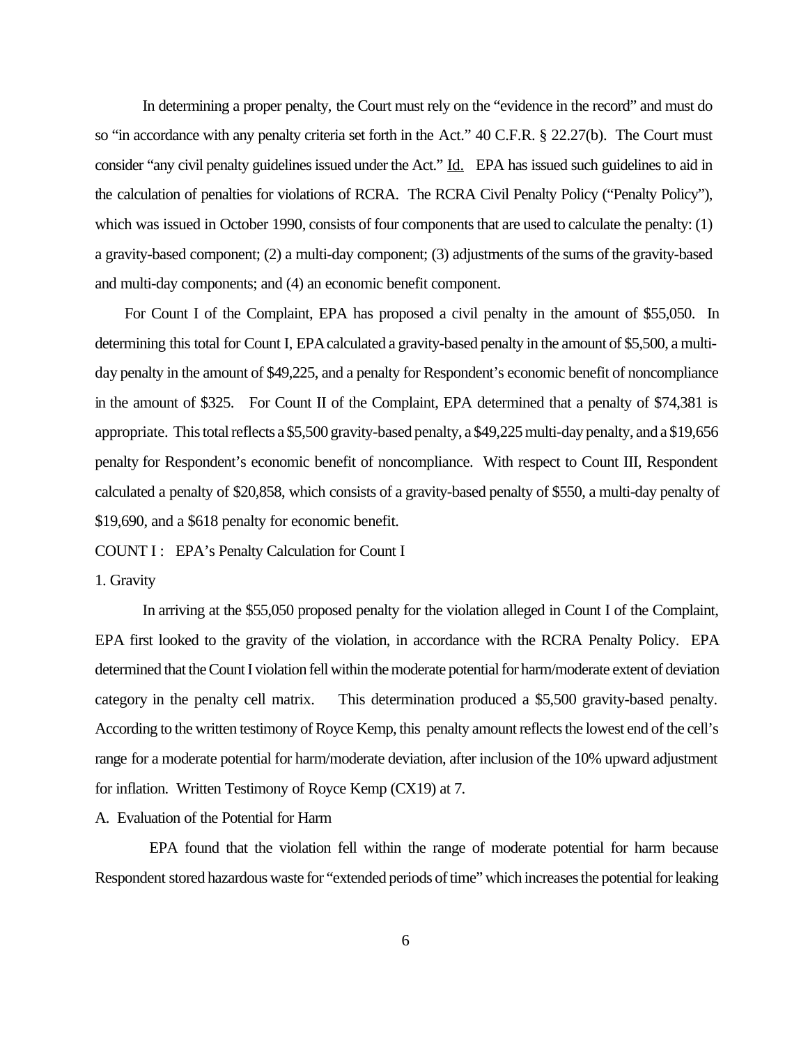In determining a proper penalty, the Court must rely on the "evidence in the record" and must do so "in accordance with any penalty criteria set forth in the Act." 40 C.F.R. § 22.27(b). The Court must consider "any civil penalty guidelines issued under the Act." Id. EPA has issued such guidelines to aid in the calculation of penalties for violations of RCRA. The RCRA Civil Penalty Policy ("Penalty Policy"), which was issued in October 1990, consists of four components that are used to calculate the penalty: (1) a gravity-based component; (2) a multi-day component; (3) adjustments of the sums of the gravity-based and multi-day components; and (4) an economic benefit component.

For Count I of the Complaint, EPA has proposed a civil penalty in the amount of $55,050. In determining this total for Count I, EPA calculated a gravity-based penalty in the amount of $5,500, a multi-day penalty in the amount of $49,225, and a penalty for Respondent's economic benefit of noncompliance in the amount of $325. For Count II of the Complaint, EPA determined that a penalty of $74,381 is appropriate. This total reflects a $5,500 gravity-based penalty, a $49,225 multi-day penalty, and a $19,656 penalty for Respondent's economic benefit of noncompliance. With respect to Count III, Respondent calculated a penalty of $20,858, which consists of a gravity-based penalty of $550, a multi-day penalty of $19,690, and a $618 penalty for economic benefit.

COUNT I : EPA's Penalty Calculation for Count I

1. Gravity

In arriving at the $55,050 proposed penalty for the violation alleged in Count I of the Complaint, EPA first looked to the gravity of the violation, in accordance with the RCRA Penalty Policy. EPA determined that the Count I violation fell within the moderate potential for harm/moderate extent of deviation category in the penalty cell matrix. This determination produced a $5,500 gravity-based penalty. According to the written testimony of Royce Kemp, this penalty amount reflects the lowest end of the cell's range for a moderate potential for harm/moderate deviation, after inclusion of the 10% upward adjustment for inflation. Written Testimony of Royce Kemp (CX19) at 7.

A. Evaluation of the Potential for Harm

EPA found that the violation fell within the range of moderate potential for harm because Respondent stored hazardous waste for "extended periods of time" which increases the potential for leaking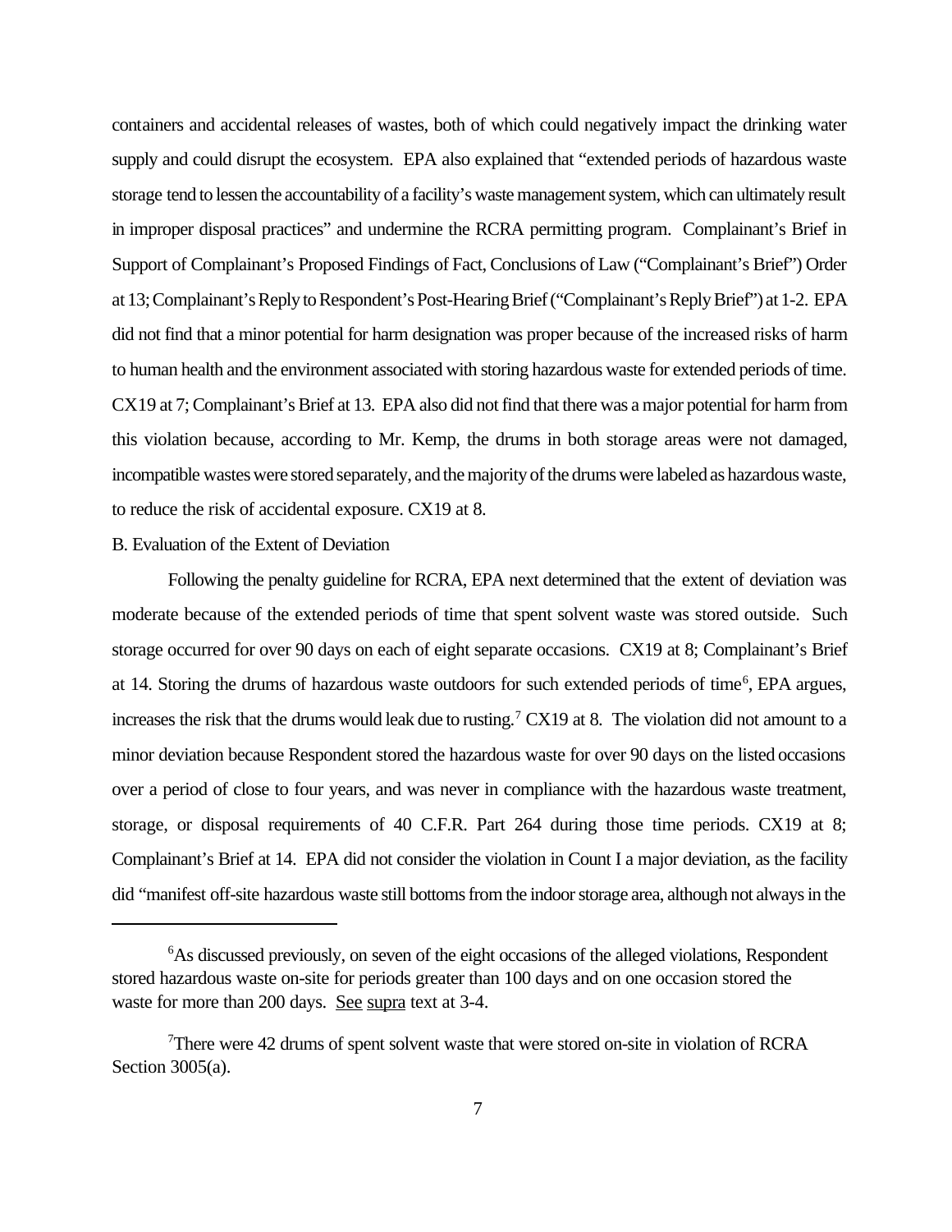containers and accidental releases of wastes, both of which could negatively impact the drinking water supply and could disrupt the ecosystem. EPA also explained that "extended periods of hazardous waste storage tend to lessen the accountability of a facility's waste management system, which can ultimately result in improper disposal practices" and undermine the RCRA permitting program. Complainant's Brief in Support of Complainant's Proposed Findings of Fact, Conclusions of Law ("Complainant's Brief") Order at 13; Complainant's Reply to Respondent's Post-Hearing Brief ("Complainant's Reply Brief") at 1-2. EPA did not find that a minor potential for harm designation was proper because of the increased risks of harm to human health and the environment associated with storing hazardous waste for extended periods of time. CX19 at 7; Complainant's Brief at 13. EPA also did not find that there was a major potential for harm from this violation because, according to Mr. Kemp, the drums in both storage areas were not damaged, incompatible wastes were stored separately, and the majority of the drums were labeled as hazardous waste, to reduce the risk of accidental exposure. CX19 at 8.

B. Evaluation of the Extent of Deviation

Following the penalty guideline for RCRA, EPA next determined that the extent of deviation was moderate because of the extended periods of time that spent solvent waste was stored outside. Such storage occurred for over 90 days on each of eight separate occasions. CX19 at 8; Complainant's Brief at 14. Storing the drums of hazardous waste outdoors for such extended periods of time[6], EPA argues, increases the risk that the drums would leak due to rusting.[7] CX19 at 8. The violation did not amount to a minor deviation because Respondent stored the hazardous waste for over 90 days on the listed occasions over a period of close to four years, and was never in compliance with the hazardous waste treatment, storage, or disposal requirements of 40 C.F.R. Part 264 during those time periods. CX19 at 8; Complainant's Brief at 14. EPA did not consider the violation in Count I a major deviation, as the facility did "manifest off-site hazardous waste still bottoms from the indoor storage area, although not always in the

---

[6]As discussed previously, on seven of the eight occasions of the alleged violations, Respondent stored hazardous waste on-site for periods greater than 100 days and on one occasion stored the waste for more than 200 days. See supra text at 3-4.

[7]There were 42 drums of spent solvent waste that were stored on-site in violation of RCRA Section 3005(a).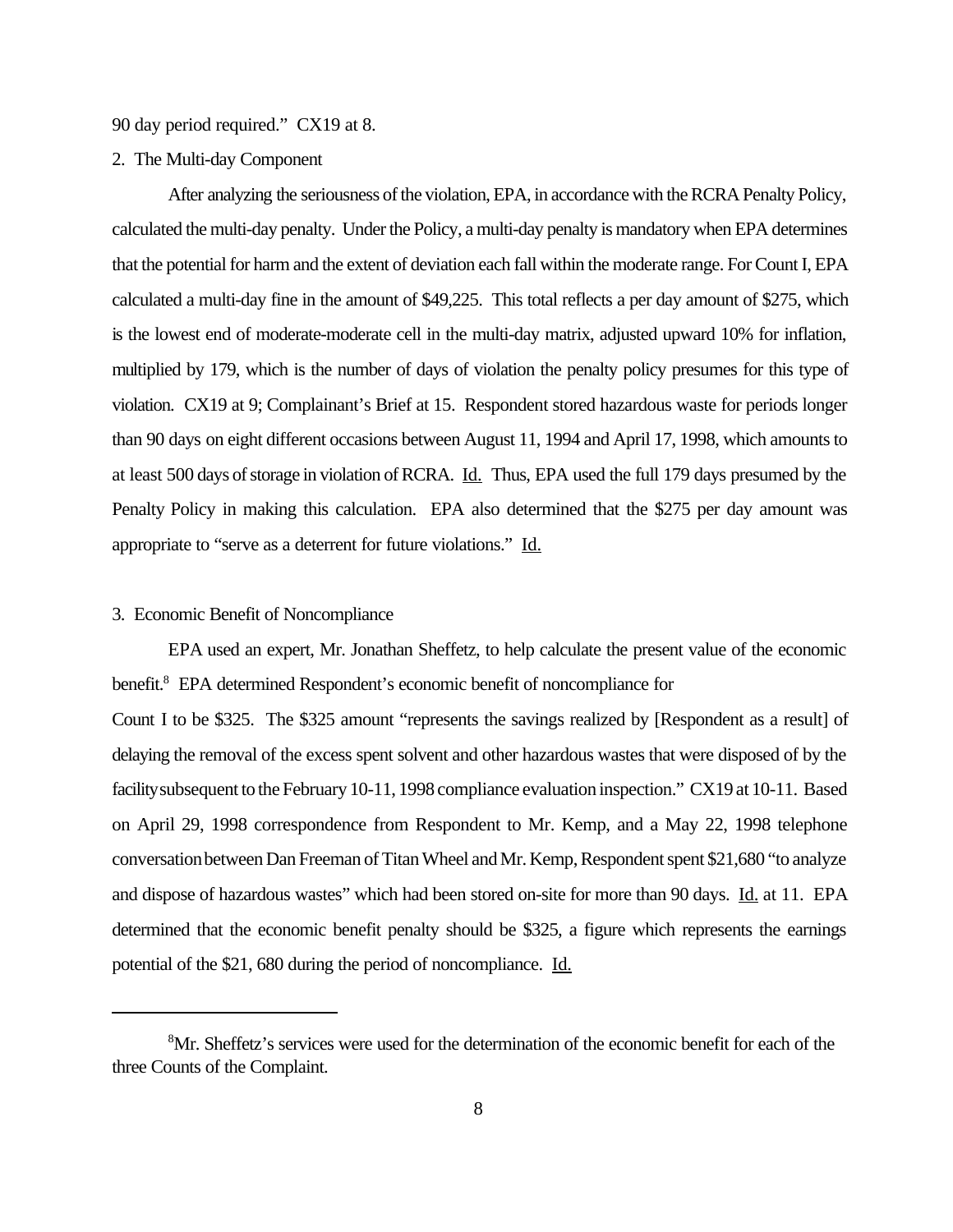90 day period required." CX19 at 8.

2. The Multi-day Component

After analyzing the seriousness of the violation, EPA, in accordance with the RCRA Penalty Policy, calculated the multi-day penalty. Under the Policy, a multi-day penalty is mandatory when EPA determines that the potential for harm and the extent of deviation each fall within the moderate range. For Count I, EPA calculated a multi-day fine in the amount of $49,225. This total reflects a per day amount of $275, which is the lowest end of moderate-moderate cell in the multi-day matrix, adjusted upward 10% for inflation, multiplied by 179, which is the number of days of violation the penalty policy presumes for this type of violation. CX19 at 9; Complainant's Brief at 15. Respondent stored hazardous waste for periods longer than 90 days on eight different occasions between August 11, 1994 and April 17, 1998, which amounts to at least 500 days of storage in violation of RCRA. Id. Thus, EPA used the full 179 days presumed by the Penalty Policy in making this calculation. EPA also determined that the $275 per day amount was appropriate to "serve as a deterrent for future violations." Id.

3. Economic Benefit of Noncompliance

EPA used an expert, Mr. Jonathan Sheffetz, to help calculate the present value of the economic benefit.[8] EPA determined Respondent's economic benefit of noncompliance for Count I to be $325. The $325 amount "represents the savings realized by [Respondent as a result] of delaying the removal of the excess spent solvent and other hazardous wastes that were disposed of by the facility subsequent to the February 10-11, 1998 compliance evaluation inspection." CX19 at 10-11. Based on April 29, 1998 correspondence from Respondent to Mr. Kemp, and a May 22, 1998 telephone conversation between Dan Freeman of Titan Wheel and Mr. Kemp, Respondent spent $21,680 "to analyze and dispose of hazardous wastes" which had been stored on-site for more than 90 days. Id. at 11. EPA determined that the economic benefit penalty should be $325, a figure which represents the earnings potential of the $21, 680 during the period of noncompliance. Id.

---

[8]Mr. Sheffetz's services were used for the determination of the economic benefit for each of the three Counts of the Complaint.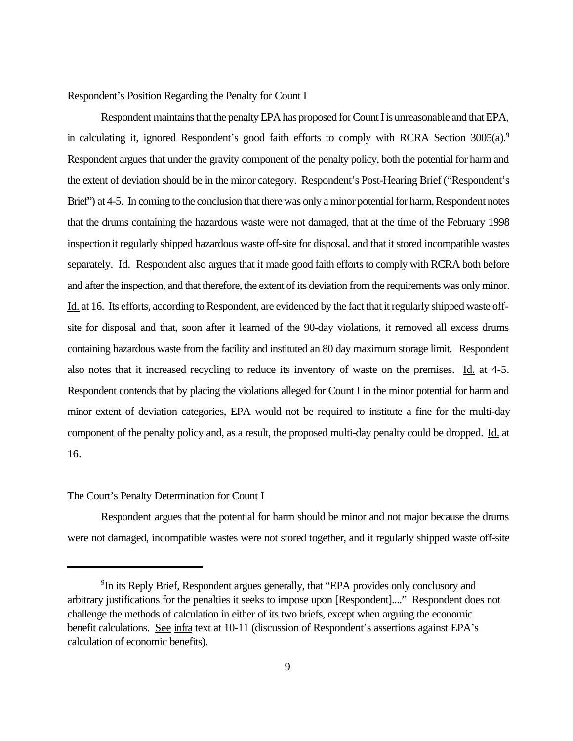Respondent's Position Regarding the Penalty for Count I

Respondent maintains that the penalty EPA has proposed for Count I is unreasonable and that EPA, in calculating it, ignored Respondent's good faith efforts to comply with RCRA Section 3005(a).[9] Respondent argues that under the gravity component of the penalty policy, both the potential for harm and the extent of deviation should be in the minor category. Respondent's Post-Hearing Brief ("Respondent's Brief") at 4-5. In coming to the conclusion that there was only a minor potential for harm, Respondent notes that the drums containing the hazardous waste were not damaged, that at the time of the February 1998 inspection it regularly shipped hazardous waste off-site for disposal, and that it stored incompatible wastes separately. Id. Respondent also argues that it made good faith efforts to comply with RCRA both before and after the inspection, and that therefore, the extent of its deviation from the requirements was only minor. Id. at 16. Its efforts, according to Respondent, are evidenced by the fact that it regularly shipped waste off-site for disposal and that, soon after it learned of the 90-day violations, it removed all excess drums containing hazardous waste from the facility and instituted an 80 day maximum storage limit. Respondent also notes that it increased recycling to reduce its inventory of waste on the premises. Id. at 4-5. Respondent contends that by placing the violations alleged for Count I in the minor potential for harm and minor extent of deviation categories, EPA would not be required to institute a fine for the multi-day component of the penalty policy and, as a result, the proposed multi-day penalty could be dropped. Id. at 16.

The Court's Penalty Determination for Count I

Respondent argues that the potential for harm should be minor and not major because the drums were not damaged, incompatible wastes were not stored together, and it regularly shipped waste off-site

[9] In its Reply Brief, Respondent argues generally, that "EPA provides only conclusory and arbitrary justifications for the penalties it seeks to impose upon [Respondent]...." Respondent does not challenge the methods of calculation in either of its two briefs, except when arguing the economic benefit calculations. See infra text at 10-11 (discussion of Respondent's assertions against EPA's calculation of economic benefits).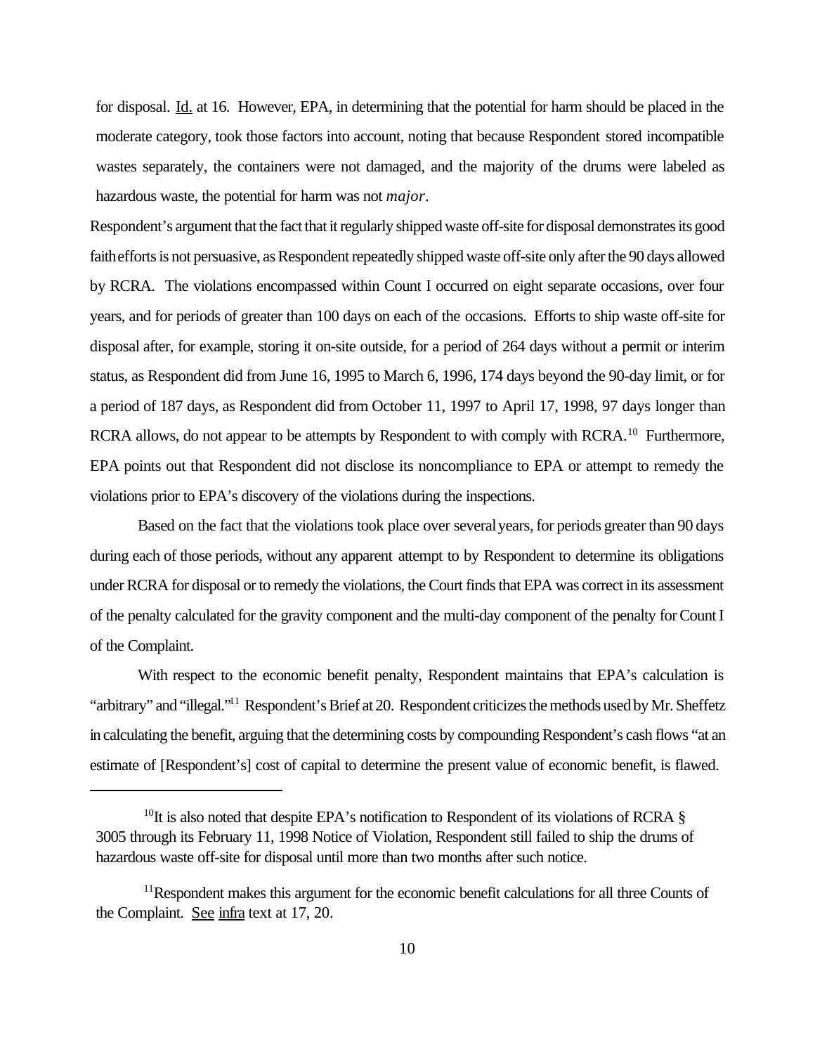for disposal. Id. at 16. However, EPA, in determining that the potential for harm should be placed in the moderate category, took those factors into account, noting that because Respondent stored incompatible wastes separately, the containers were not damaged, and the majority of the drums were labeled as hazardous waste, the potential for harm was not *major*.

Respondent's argument that the fact that it regularly shipped waste off-site for disposal demonstrates its good faith efforts is not persuasive, as Respondent repeatedly shipped waste off-site only after the 90 days allowed by RCRA. The violations encompassed within Count I occurred on eight separate occasions, over four years, and for periods of greater than 100 days on each of the occasions. Efforts to ship waste off-site for disposal after, for example, storing it on-site outside, for a period of 264 days without a permit or interim status, as Respondent did from June 16, 1995 to March 6, 1996, 174 days beyond the 90-day limit, or for a period of 187 days, as Respondent did from October 11, 1997 to April 17, 1998, 97 days longer than RCRA allows, do not appear to be attempts by Respondent to with comply with RCRA.[10] Furthermore, EPA points out that Respondent did not disclose its noncompliance to EPA or attempt to remedy the violations prior to EPA's discovery of the violations during the inspections.

Based on the fact that the violations took place over several years, for periods greater than 90 days during each of those periods, without any apparent attempt to by Respondent to determine its obligations under RCRA for disposal or to remedy the violations, the Court finds that EPA was correct in its assessment of the penalty calculated for the gravity component and the multi-day component of the penalty for Count I of the Complaint.

With respect to the economic benefit penalty, Respondent maintains that EPA's calculation is "arbitrary" and "illegal."[11] Respondent's Brief at 20. Respondent criticizes the methods used by Mr. Sheffetz in calculating the benefit, arguing that the determining costs by compounding Respondent's cash flows "at an estimate of [Respondent's] cost of capital to determine the present value of economic benefit, is flawed.

---

[10] It is also noted that despite EPA's notification to Respondent of its violations of RCRA § 3005 through its February 11, 1998 Notice of Violation, Respondent still failed to ship the drums of hazardous waste off-site for disposal until more than two months after such notice.

[11] Respondent makes this argument for the economic benefit calculations for all three Counts of the Complaint. See infra text at 17, 20.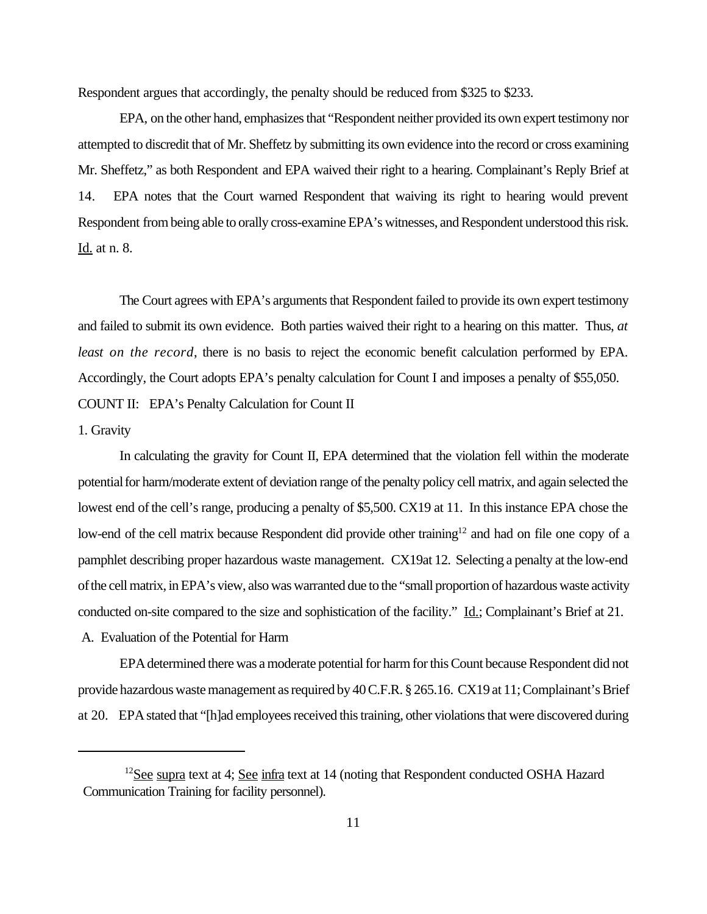Respondent argues that accordingly, the penalty should be reduced from $325 to $233.

EPA, on the other hand, emphasizes that "Respondent neither provided its own expert testimony nor attempted to discredit that of Mr. Sheffetz by submitting its own evidence into the record or cross examining Mr. Sheffetz," as both Respondent and EPA waived their right to a hearing. Complainant's Reply Brief at 14. EPA notes that the Court warned Respondent that waiving its right to hearing would prevent Respondent from being able to orally cross-examine EPA's witnesses, and Respondent understood this risk. Id. at n. 8.

The Court agrees with EPA's arguments that Respondent failed to provide its own expert testimony and failed to submit its own evidence. Both parties waived their right to a hearing on this matter. Thus, *at least on the record*, there is no basis to reject the economic benefit calculation performed by EPA. Accordingly, the Court adopts EPA's penalty calculation for Count I and imposes a penalty of $55,050.

COUNT II: EPA's Penalty Calculation for Count II

1. Gravity

In calculating the gravity for Count II, EPA determined that the violation fell within the moderate potential for harm/moderate extent of deviation range of the penalty policy cell matrix, and again selected the lowest end of the cell's range, producing a penalty of $5,500. CX19 at 11. In this instance EPA chose the low-end of the cell matrix because Respondent did provide other training[12] and had on file one copy of a pamphlet describing proper hazardous waste management. CX19at 12. Selecting a penalty at the low-end of the cell matrix, in EPA's view, also was warranted due to the "small proportion of hazardous waste activity conducted on-site compared to the size and sophistication of the facility." Id.; Complainant's Brief at 21.

A. Evaluation of the Potential for Harm

EPA determined there was a moderate potential for harm for this Count because Respondent did not provide hazardous waste management as required by 40 C.F.R. § 265.16. CX19 at 11; Complainant's Brief at 20. EPA stated that "[h]ad employees received this training, other violations that were discovered during

---

[12] See supra text at 4; See infra text at 14 (noting that Respondent conducted OSHA Hazard Communication Training for facility personnel).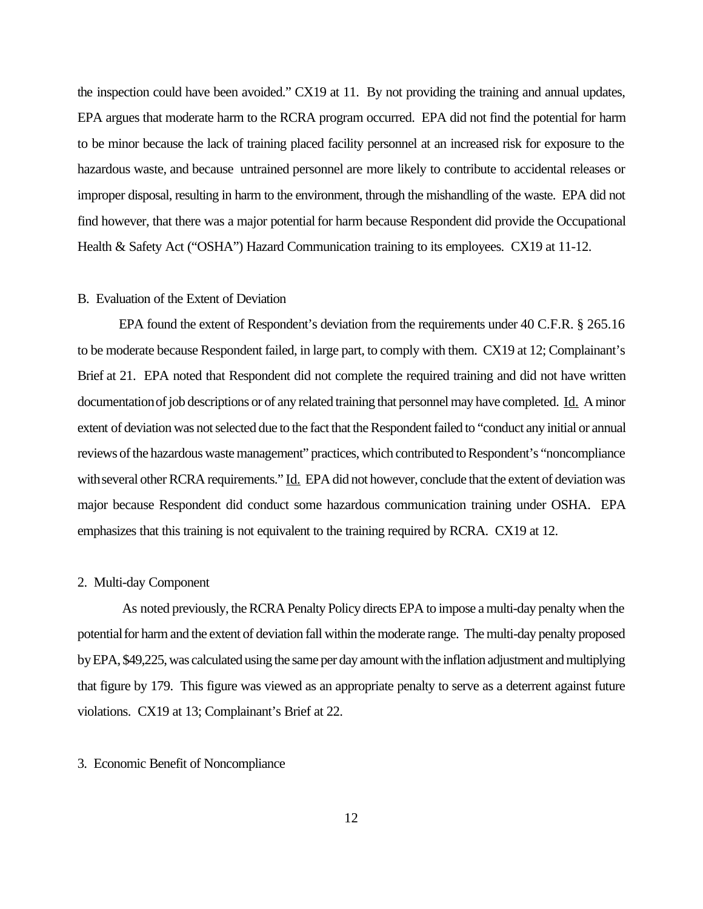the inspection could have been avoided." CX19 at 11. By not providing the training and annual updates, EPA argues that moderate harm to the RCRA program occurred. EPA did not find the potential for harm to be minor because the lack of training placed facility personnel at an increased risk for exposure to the hazardous waste, and because untrained personnel are more likely to contribute to accidental releases or improper disposal, resulting in harm to the environment, through the mishandling of the waste. EPA did not find however, that there was a major potential for harm because Respondent did provide the Occupational Health & Safety Act ("OSHA") Hazard Communication training to its employees. CX19 at 11-12.

B. Evaluation of the Extent of Deviation

EPA found the extent of Respondent's deviation from the requirements under 40 C.F.R. § 265.16 to be moderate because Respondent failed, in large part, to comply with them. CX19 at 12; Complainant's Brief at 21. EPA noted that Respondent did not complete the required training and did not have written documentation of job descriptions or of any related training that personnel may have completed. Id. A minor extent of deviation was not selected due to the fact that the Respondent failed to "conduct any initial or annual reviews of the hazardous waste management" practices, which contributed to Respondent's "noncompliance with several other RCRA requirements." Id. EPA did not however, conclude that the extent of deviation was major because Respondent did conduct some hazardous communication training under OSHA. EPA emphasizes that this training is not equivalent to the training required by RCRA. CX19 at 12.

2. Multi-day Component

As noted previously, the RCRA Penalty Policy directs EPA to impose a multi-day penalty when the potential for harm and the extent of deviation fall within the moderate range. The multi-day penalty proposed by EPA, $49,225, was calculated using the same per day amount with the inflation adjustment and multiplying that figure by 179. This figure was viewed as an appropriate penalty to serve as a deterrent against future violations. CX19 at 13; Complainant's Brief at 22.

3. Economic Benefit of Noncompliance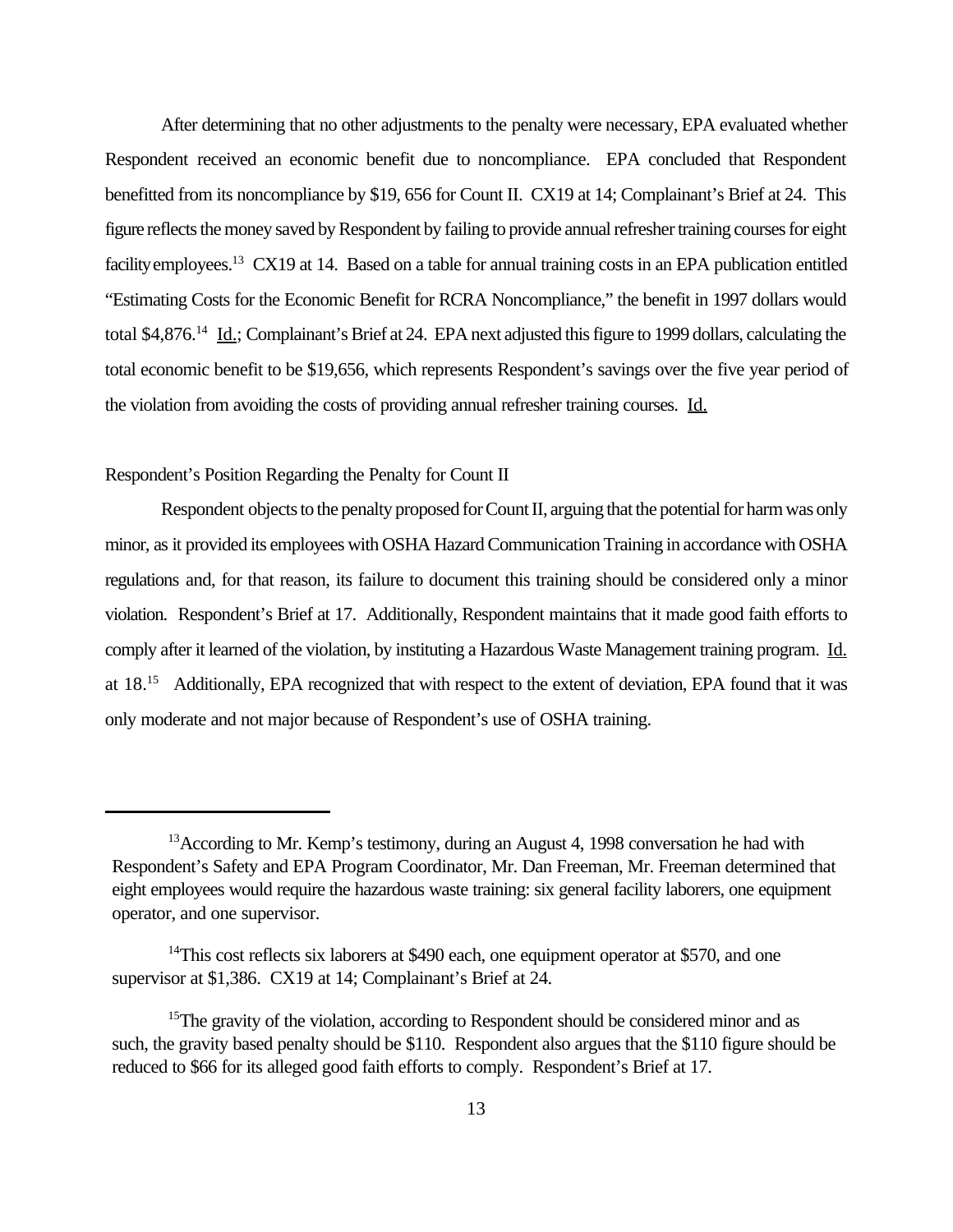After determining that no other adjustments to the penalty were necessary, EPA evaluated whether Respondent received an economic benefit due to noncompliance. EPA concluded that Respondent benefitted from its noncompliance by $19, 656 for Count II. CX19 at 14; Complainant's Brief at 24. This figure reflects the money saved by Respondent by failing to provide annual refresher training courses for eight facility employees.[13] CX19 at 14. Based on a table for annual training costs in an EPA publication entitled "Estimating Costs for the Economic Benefit for RCRA Noncompliance," the benefit in 1997 dollars would total $4,876.[14] Id.; Complainant's Brief at 24. EPA next adjusted this figure to 1999 dollars, calculating the total economic benefit to be $19,656, which represents Respondent's savings over the five year period of the violation from avoiding the costs of providing annual refresher training courses. Id.

Respondent's Position Regarding the Penalty for Count II

Respondent objects to the penalty proposed for Count II, arguing that the potential for harm was only minor, as it provided its employees with OSHA Hazard Communication Training in accordance with OSHA regulations and, for that reason, its failure to document this training should be considered only a minor violation. Respondent's Brief at 17. Additionally, Respondent maintains that it made good faith efforts to comply after it learned of the violation, by instituting a Hazardous Waste Management training program. Id. at 18.[15] Additionally, EPA recognized that with respect to the extent of deviation, EPA found that it was only moderate and not major because of Respondent's use of OSHA training.

---

[13] According to Mr. Kemp's testimony, during an August 4, 1998 conversation he had with Respondent's Safety and EPA Program Coordinator, Mr. Dan Freeman, Mr. Freeman determined that eight employees would require the hazardous waste training: six general facility laborers, one equipment operator, and one supervisor.

[14] This cost reflects six laborers at $490 each, one equipment operator at $570, and one supervisor at $1,386. CX19 at 14; Complainant's Brief at 24.

[15] The gravity of the violation, according to Respondent should be considered minor and as such, the gravity based penalty should be $110. Respondent also argues that the $110 figure should be reduced to $66 for its alleged good faith efforts to comply. Respondent's Brief at 17.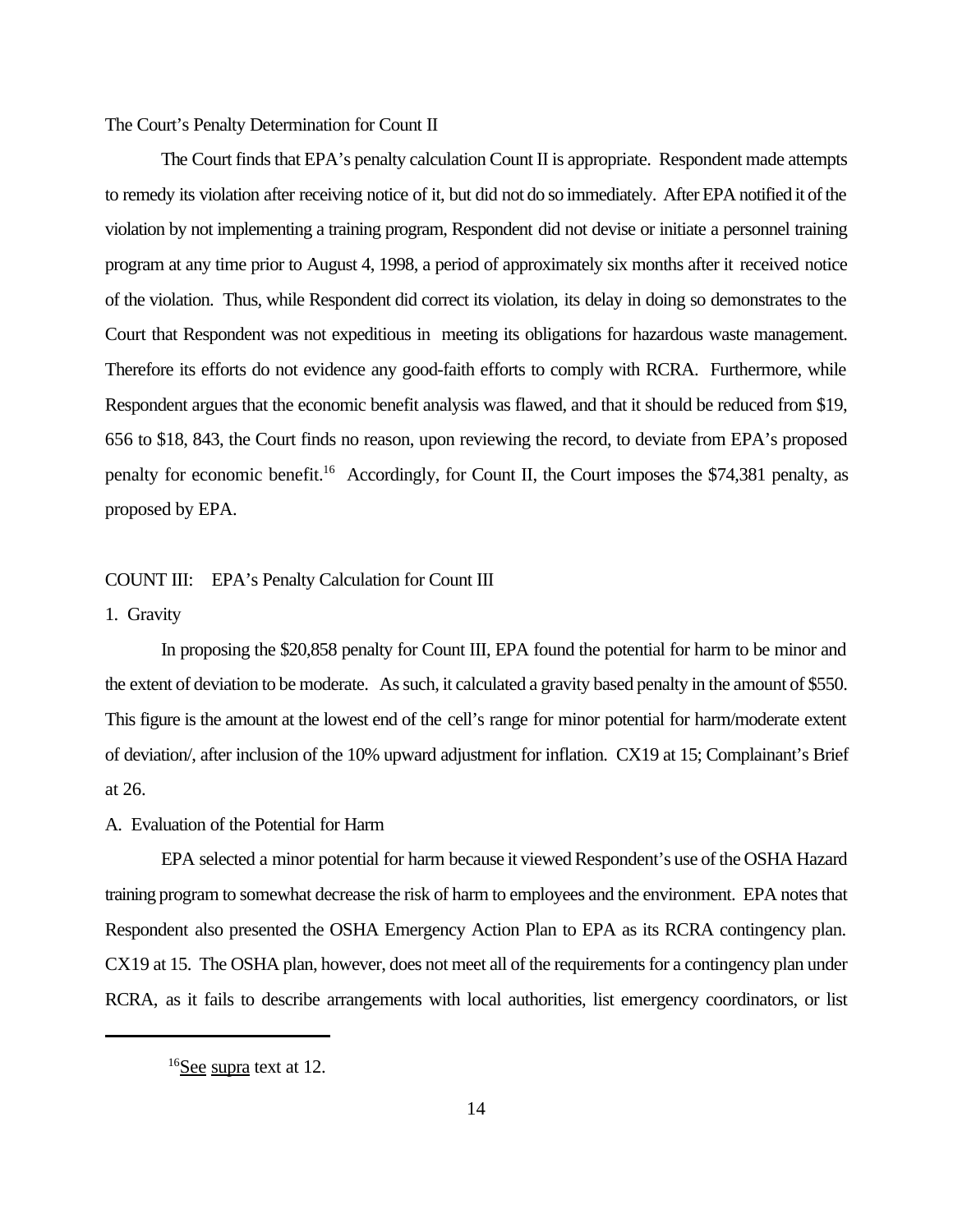The Court's Penalty Determination for Count II

The Court finds that EPA's penalty calculation Count II is appropriate. Respondent made attempts to remedy its violation after receiving notice of it, but did not do so immediately. After EPA notified it of the violation by not implementing a training program, Respondent did not devise or initiate a personnel training program at any time prior to August 4, 1998, a period of approximately six months after it received notice of the violation. Thus, while Respondent did correct its violation, its delay in doing so demonstrates to the Court that Respondent was not expeditious in meeting its obligations for hazardous waste management. Therefore its efforts do not evidence any good-faith efforts to comply with RCRA. Furthermore, while Respondent argues that the economic benefit analysis was flawed, and that it should be reduced from $19, 656 to $18, 843, the Court finds no reason, upon reviewing the record, to deviate from EPA's proposed penalty for economic benefit.[16] Accordingly, for Count II, the Court imposes the $74,381 penalty, as proposed by EPA.

COUNT III: EPA's Penalty Calculation for Count III

1. Gravity

In proposing the $20,858 penalty for Count III, EPA found the potential for harm to be minor and the extent of deviation to be moderate. As such, it calculated a gravity based penalty in the amount of $550. This figure is the amount at the lowest end of the cell's range for minor potential for harm/moderate extent of deviation/, after inclusion of the 10% upward adjustment for inflation. CX19 at 15; Complainant's Brief at 26.

A. Evaluation of the Potential for Harm

EPA selected a minor potential for harm because it viewed Respondent's use of the OSHA Hazard training program to somewhat decrease the risk of harm to employees and the environment. EPA notes that Respondent also presented the OSHA Emergency Action Plan to EPA as its RCRA contingency plan. CX19 at 15. The OSHA plan, however, does not meet all of the requirements for a contingency plan under RCRA, as it fails to describe arrangements with local authorities, list emergency coordinators, or list

---

[16] See supra text at 12.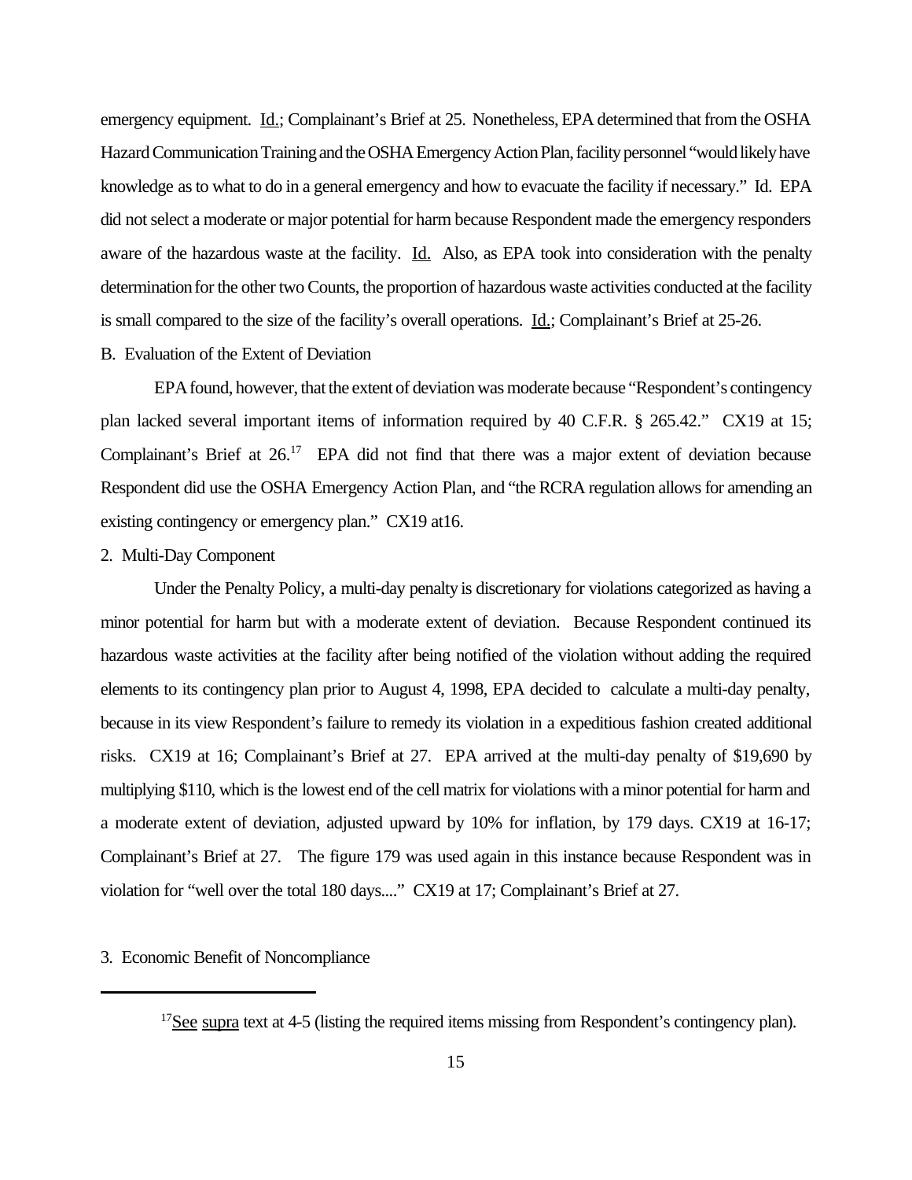emergency equipment. Id.; Complainant's Brief at 25. Nonetheless, EPA determined that from the OSHA Hazard Communication Training and the OSHA Emergency Action Plan, facility personnel "would likely have knowledge as to what to do in a general emergency and how to evacuate the facility if necessary." Id. EPA did not select a moderate or major potential for harm because Respondent made the emergency responders aware of the hazardous waste at the facility. Id. Also, as EPA took into consideration with the penalty determination for the other two Counts, the proportion of hazardous waste activities conducted at the facility is small compared to the size of the facility's overall operations. Id.; Complainant's Brief at 25-26.

B. Evaluation of the Extent of Deviation

EPA found, however, that the extent of deviation was moderate because "Respondent's contingency plan lacked several important items of information required by 40 C.F.R. § 265.42." CX19 at 15; Complainant's Brief at 26.[17] EPA did not find that there was a major extent of deviation because Respondent did use the OSHA Emergency Action Plan, and "the RCRA regulation allows for amending an existing contingency or emergency plan." CX19 at16.

2. Multi-Day Component

Under the Penalty Policy, a multi-day penalty is discretionary for violations categorized as having a minor potential for harm but with a moderate extent of deviation. Because Respondent continued its hazardous waste activities at the facility after being notified of the violation without adding the required elements to its contingency plan prior to August 4, 1998, EPA decided to calculate a multi-day penalty, because in its view Respondent's failure to remedy its violation in a expeditious fashion created additional risks. CX19 at 16; Complainant's Brief at 27. EPA arrived at the multi-day penalty of $19,690 by multiplying $110, which is the lowest end of the cell matrix for violations with a minor potential for harm and a moderate extent of deviation, adjusted upward by 10% for inflation, by 179 days. CX19 at 16-17; Complainant's Brief at 27. The figure 179 was used again in this instance because Respondent was in violation for "well over the total 180 days...." CX19 at 17; Complainant's Brief at 27.

3. Economic Benefit of Noncompliance

---

[17] See supra text at 4-5 (listing the required items missing from Respondent's contingency plan).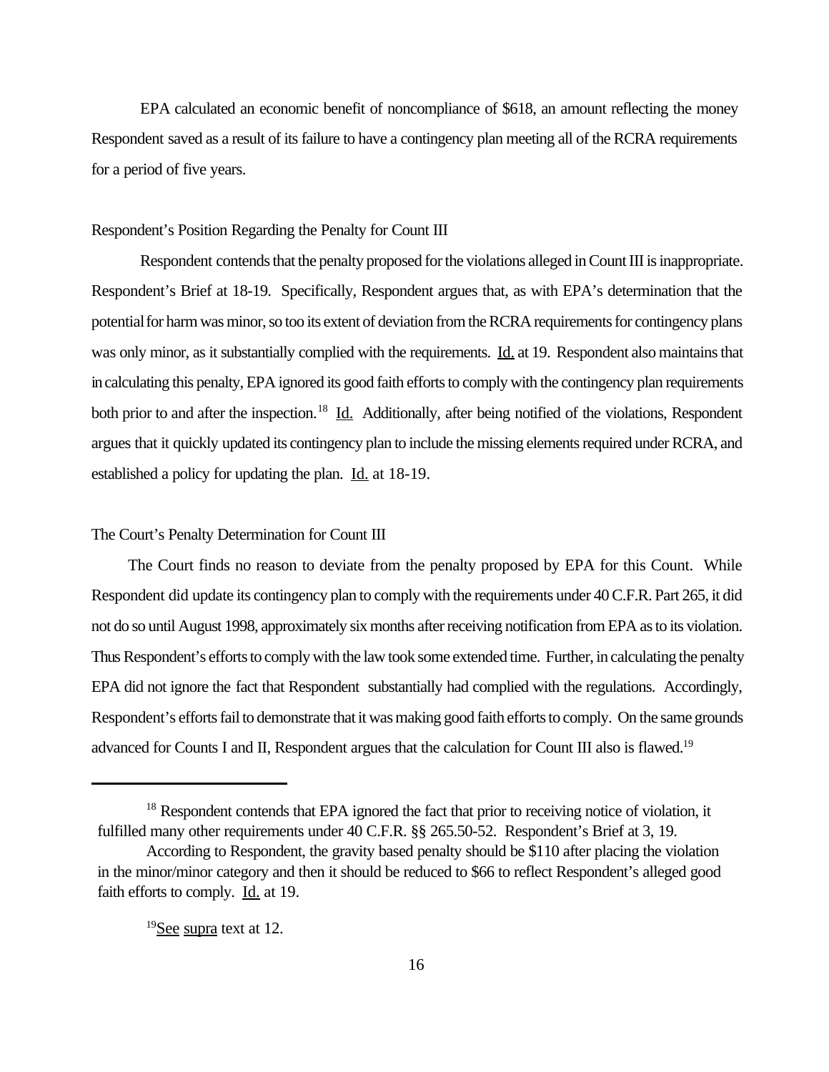EPA calculated an economic benefit of noncompliance of $618, an amount reflecting the money Respondent saved as a result of its failure to have a contingency plan meeting all of the RCRA requirements for a period of five years.

Respondent's Position Regarding the Penalty for Count III

Respondent contends that the penalty proposed for the violations alleged in Count III is inappropriate. Respondent's Brief at 18-19. Specifically, Respondent argues that, as with EPA's determination that the potential for harm was minor, so too its extent of deviation from the RCRA requirements for contingency plans was only minor, as it substantially complied with the requirements. Id. at 19. Respondent also maintains that in calculating this penalty, EPA ignored its good faith efforts to comply with the contingency plan requirements both prior to and after the inspection.[18] Id. Additionally, after being notified of the violations, Respondent argues that it quickly updated its contingency plan to include the missing elements required under RCRA, and established a policy for updating the plan. Id. at 18-19.

The Court's Penalty Determination for Count III

The Court finds no reason to deviate from the penalty proposed by EPA for this Count. While Respondent did update its contingency plan to comply with the requirements under 40 C.F.R. Part 265, it did not do so until August 1998, approximately six months after receiving notification from EPA as to its violation. Thus Respondent's efforts to comply with the law took some extended time. Further, in calculating the penalty EPA did not ignore the fact that Respondent substantially had complied with the regulations. Accordingly, Respondent's efforts fail to demonstrate that it was making good faith efforts to comply. On the same grounds advanced for Counts I and II, Respondent argues that the calculation for Count III also is flawed.[19]

---

[18] Respondent contends that EPA ignored the fact that prior to receiving notice of violation, it fulfilled many other requirements under 40 C.F.R. §§ 265.50-52. Respondent's Brief at 3, 19.

According to Respondent, the gravity based penalty should be $110 after placing the violation in the minor/minor category and then it should be reduced to $66 to reflect Respondent's alleged good faith efforts to comply. Id. at 19.

[19] See supra text at 12.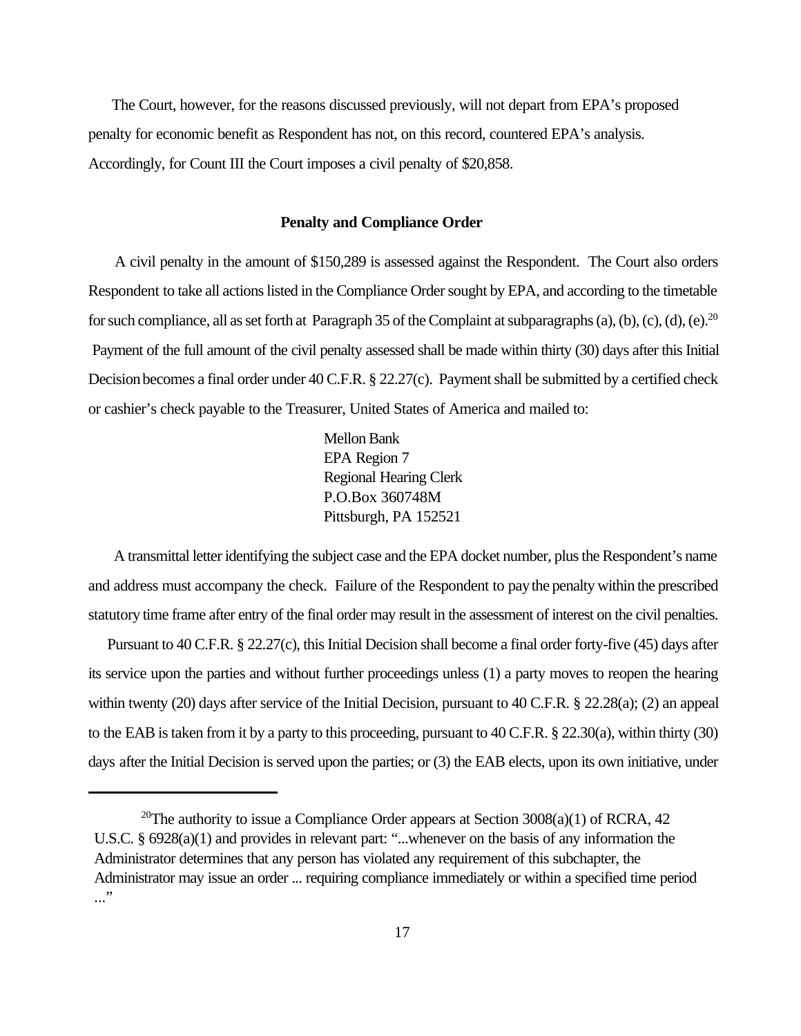The Court, however, for the reasons discussed previously, will not depart from EPA's proposed penalty for economic benefit as Respondent has not, on this record, countered EPA's analysis. Accordingly, for Count III the Court imposes a civil penalty of $20,858.

## Penalty and Compliance Order

A civil penalty in the amount of $150,289 is assessed against the Respondent. The Court also orders Respondent to take all actions listed in the Compliance Order sought by EPA, and according to the timetable for such compliance, all as set forth at Paragraph 35 of the Complaint at subparagraphs (a), (b), (c), (d), (e).[20] Payment of the full amount of the civil penalty assessed shall be made within thirty (30) days after this Initial Decision becomes a final order under 40 C.F.R. § 22.27(c). Payment shall be submitted by a certified check or cashier's check payable to the Treasurer, United States of America and mailed to:

Mellon Bank
EPA Region 7
Regional Hearing Clerk
P.O.Box 360748M
Pittsburgh, PA 152521

A transmittal letter identifying the subject case and the EPA docket number, plus the Respondent's name and address must accompany the check. Failure of the Respondent to pay the penalty within the prescribed statutory time frame after entry of the final order may result in the assessment of interest on the civil penalties.

Pursuant to 40 C.F.R. § 22.27(c), this Initial Decision shall become a final order forty-five (45) days after its service upon the parties and without further proceedings unless (1) a party moves to reopen the hearing within twenty (20) days after service of the Initial Decision, pursuant to 40 C.F.R. § 22.28(a); (2) an appeal to the EAB is taken from it by a party to this proceeding, pursuant to 40 C.F.R. § 22.30(a), within thirty (30) days after the Initial Decision is served upon the parties; or (3) the EAB elects, upon its own initiative, under

---

[20] The authority to issue a Compliance Order appears at Section 3008(a)(1) of RCRA, 42 U.S.C. § 6928(a)(1) and provides in relevant part: "...whenever on the basis of any information the Administrator determines that any person has violated any requirement of this subchapter, the Administrator may issue an order ... requiring compliance immediately or within a specified time period ..."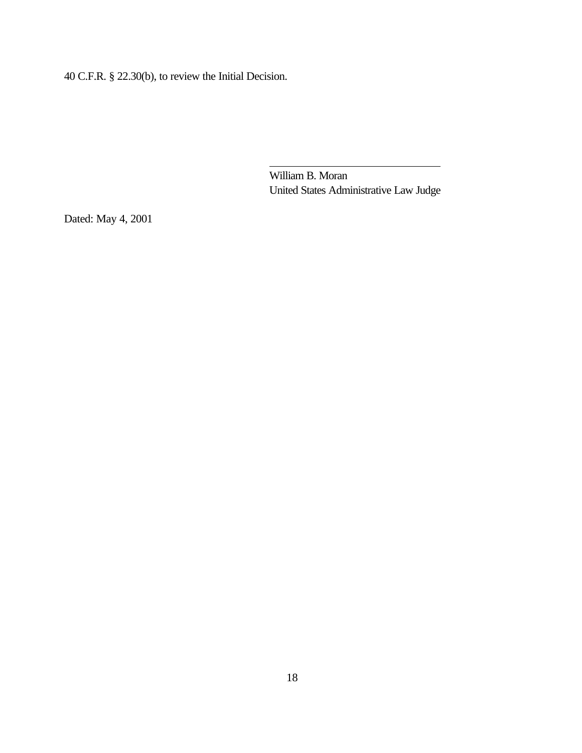40 C.F.R. § 22.30(b), to review the Initial Decision.

William B. Moran
United States Administrative Law Judge

Dated: May 4, 2001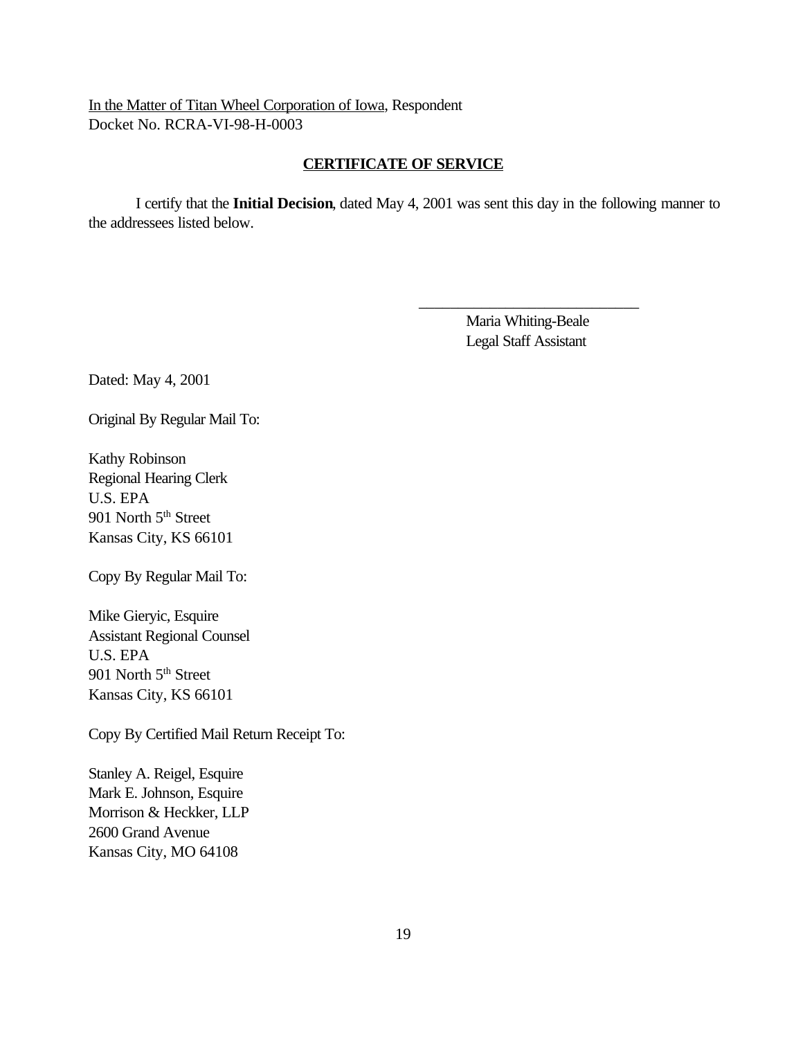In the Matter of Titan Wheel Corporation of Iowa, Respondent
Docket No. RCRA-VI-98-H-0003

**CERTIFICATE OF SERVICE**

I certify that the **Initial Decision**, dated May 4, 2001 was sent this day in the following manner to the addressees listed below.

\_\_\_\_\_\_\_\_\_\_\_\_\_\_\_\_\_\_\_\_\_\_\_\_\_\_\_\_
Maria Whiting-Beale
Legal Staff Assistant

Dated: May 4, 2001

Original By Regular Mail To:

Kathy Robinson
Regional Hearing Clerk
U.S. EPA
901 North 5th Street
Kansas City, KS 66101

Copy By Regular Mail To:

Mike Gieryic, Esquire
Assistant Regional Counsel
U.S. EPA
901 North 5th Street
Kansas City, KS 66101

Copy By Certified Mail Return Receipt To:

Stanley A. Reigel, Esquire
Mark E. Johnson, Esquire
Morrison & Heckker, LLP
2600 Grand Avenue
Kansas City, MO 64108